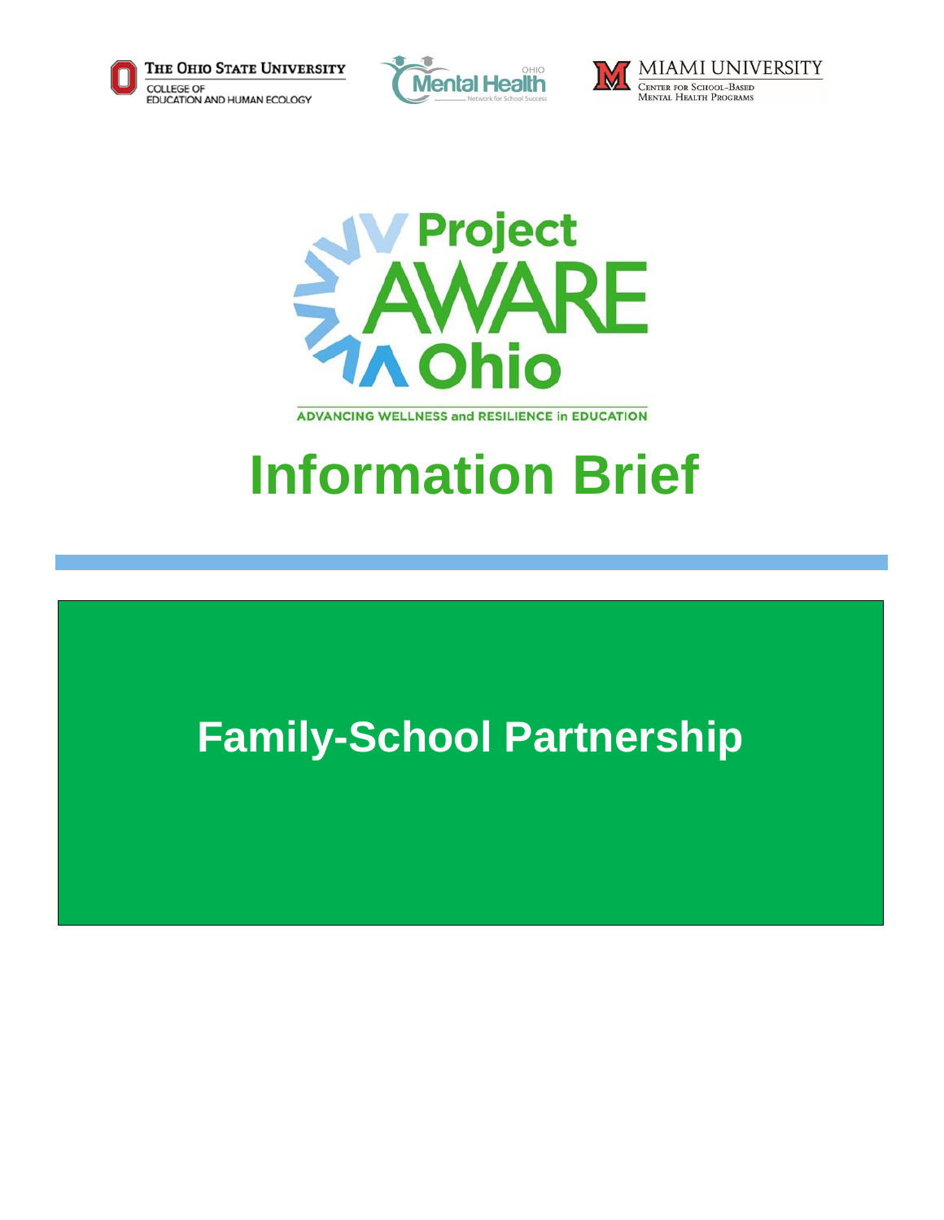THE OHIO STATE UNIVERSITY
COLLEGE OF EDUCATION AND HUMAN ECOLOGY

OHIO Mental Health Network for School Success

MIAMI UNIVERSITY
CENTER FOR SCHOOL-BASED MENTAL HEALTH PROGRAMS

Project AWARE Ohio

ADVANCING WELLNESS and RESILIENCE in EDUCATION

# Information Brief

## Family-School Partnership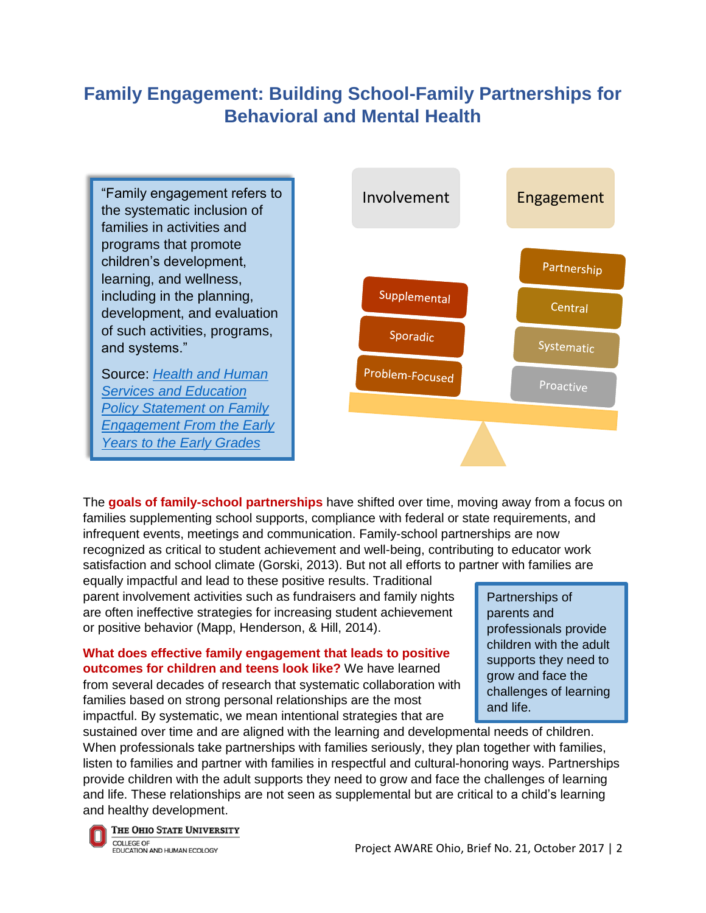# Family Engagement: Building School-Family Partnerships for Behavioral and Mental Health

> "Family engagement refers to the systematic inclusion of families in activities and programs that promote children's development, learning, and wellness, including in the planning, development, and evaluation of such activities, programs, and systems."
>
> Source: *Health and Human Services and Education Policy Statement on Family Engagement From the Early Years to the Early Grades*

| Involvement | Engagement |
| --- | --- |
| Supplemental | Partnership |
| Sporadic | Central |
| Problem-Focused | Systematic |
| | Proactive |

The **goals of family-school partnerships** have shifted over time, moving away from a focus on families supplementing school supports, compliance with federal or state requirements, and infrequent events, meetings and communication. Family-school partnerships are now recognized as critical to student achievement and well-being, contributing to educator work satisfaction and school climate (Gorski, 2013). But not all efforts to partner with families are equally impactful and lead to these positive results. Traditional parent involvement activities such as fundraisers and family nights are often ineffective strategies for increasing student achievement or positive behavior (Mapp, Henderson, & Hill, 2014).

> Partnerships of parents and professionals provide children with the adult supports they need to grow and face the challenges of learning and life.

**What does effective family engagement that leads to positive outcomes for children and teens look like?** We have learned from several decades of research that systematic collaboration with families based on strong personal relationships are the most impactful. By systematic, we mean intentional strategies that are sustained over time and are aligned with the learning and developmental needs of children. When professionals take partnerships with families seriously, they plan together with families, listen to families and partner with families in respectful and cultural-honoring ways. Partnerships provide children with the adult supports they need to grow and face the challenges of learning and life. These relationships are not seen as supplemental but are critical to a child's learning and healthy development.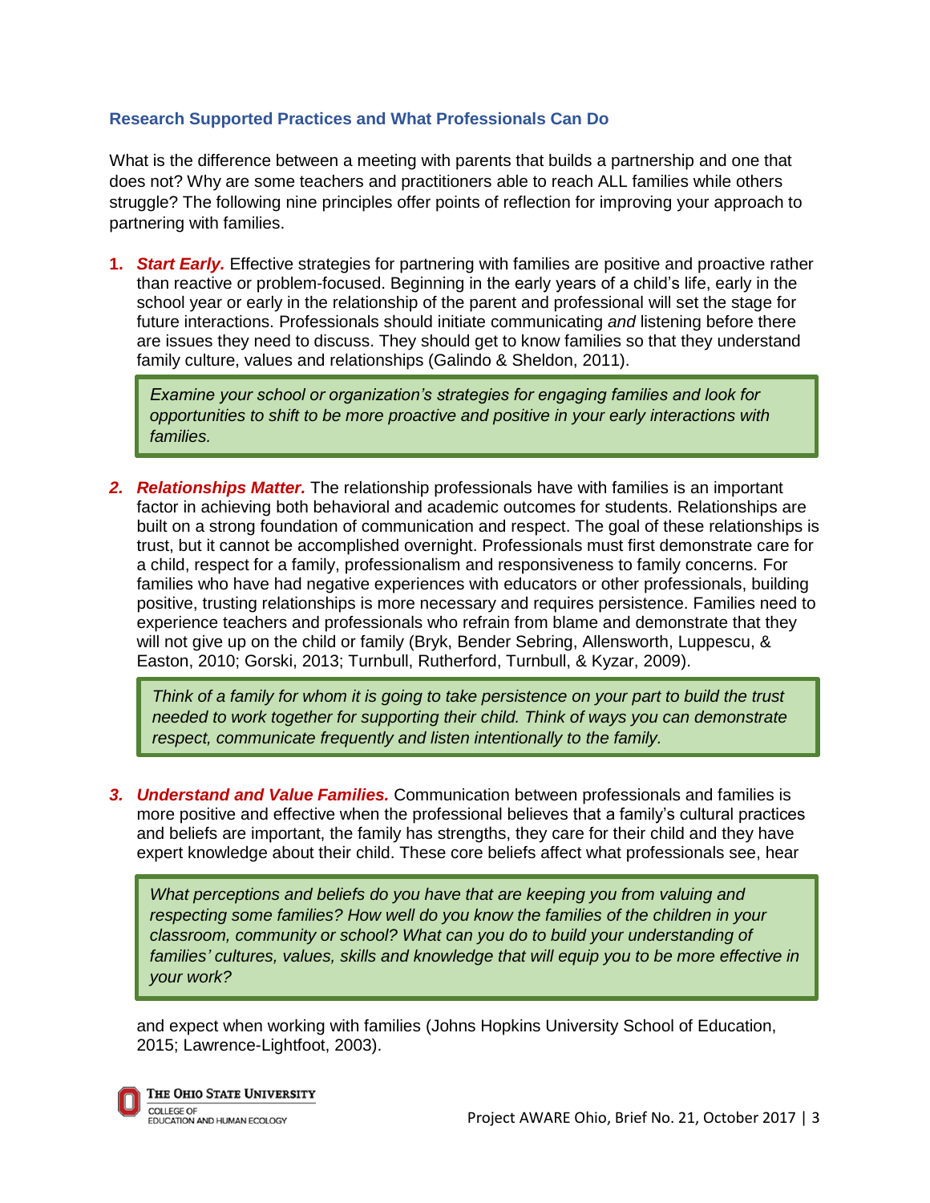### Research Supported Practices and What Professionals Can Do

What is the difference between a meeting with parents that builds a partnership and one that does not? Why are some teachers and practitioners able to reach ALL families while others struggle? The following nine principles offer points of reflection for improving your approach to partnering with families.

1. ***Start Early.*** Effective strategies for partnering with families are positive and proactive rather than reactive or problem-focused. Beginning in the early years of a child's life, early in the school year or early in the relationship of the parent and professional will set the stage for future interactions. Professionals should initiate communicating *and* listening before there are issues they need to discuss. They should get to know families so that they understand family culture, values and relationships (Galindo & Sheldon, 2011).

   > *Examine your school or organization's strategies for engaging families and look for opportunities to shift to be more proactive and positive in your early interactions with families.*

2. ***Relationships Matter.*** The relationship professionals have with families is an important factor in achieving both behavioral and academic outcomes for students. Relationships are built on a strong foundation of communication and respect. The goal of these relationships is trust, but it cannot be accomplished overnight. Professionals must first demonstrate care for a child, respect for a family, professionalism and responsiveness to family concerns. For families who have had negative experiences with educators or other professionals, building positive, trusting relationships is more necessary and requires persistence. Families need to experience teachers and professionals who refrain from blame and demonstrate that they will not give up on the child or family (Bryk, Bender Sebring, Allensworth, Luppescu, & Easton, 2010; Gorski, 2013; Turnbull, Rutherford, Turnbull, & Kyzar, 2009).

   > *Think of a family for whom it is going to take persistence on your part to build the trust needed to work together for supporting their child. Think of ways you can demonstrate respect, communicate frequently and listen intentionally to the family.*

3. ***Understand and Value Families.*** Communication between professionals and families is more positive and effective when the professional believes that a family's cultural practices and beliefs are important, the family has strengths, they care for their child and they have expert knowledge about their child. These core beliefs affect what professionals see, hear and expect when working with families (Johns Hopkins University School of Education, 2015; Lawrence-Lightfoot, 2003).

   > *What perceptions and beliefs do you have that are keeping you from valuing and respecting some families? How well do you know the families of the children in your classroom, community or school? What can you do to build your understanding of families' cultures, values, skills and knowledge that will equip you to be more effective in your work?*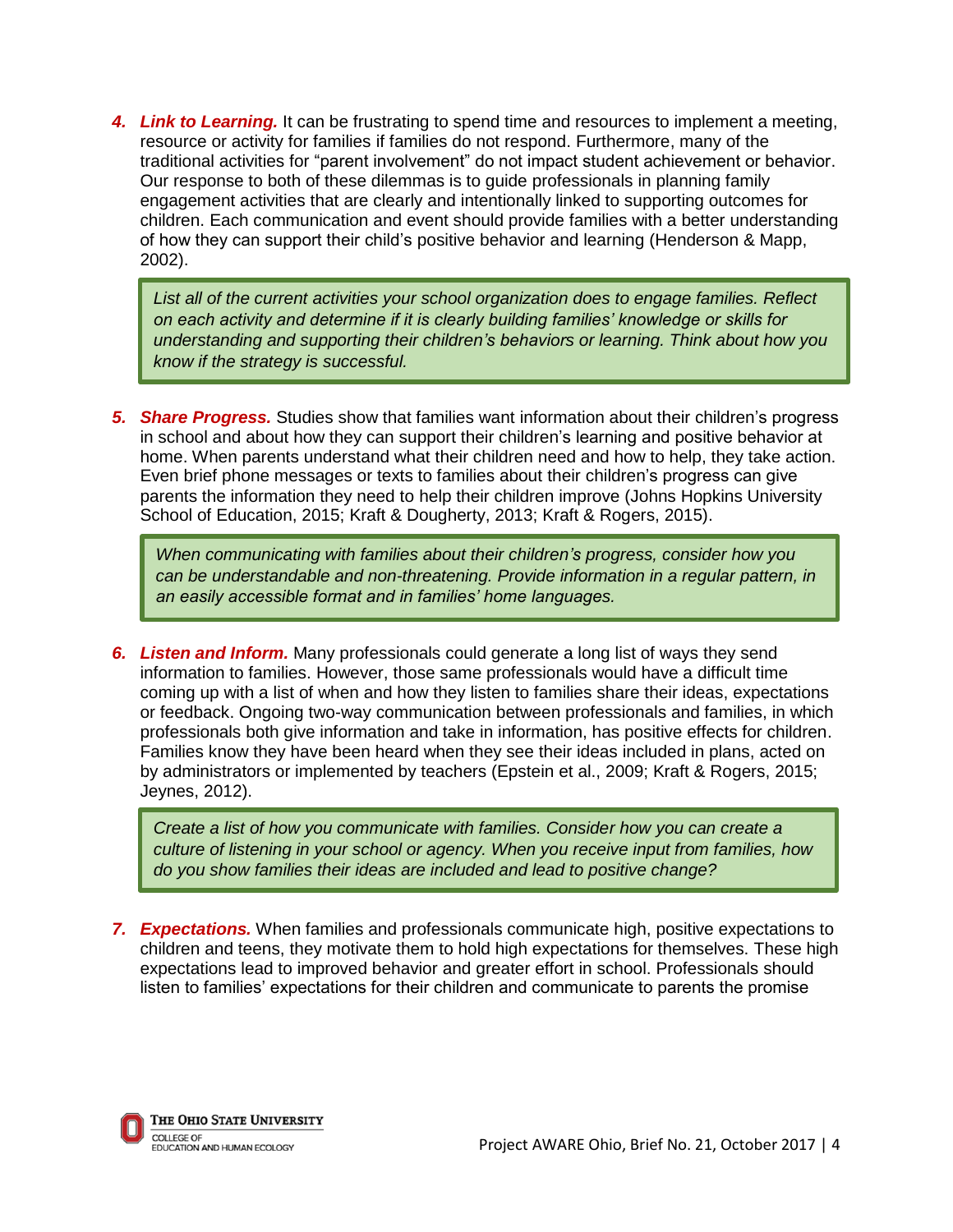4. ***Link to Learning.*** It can be frustrating to spend time and resources to implement a meeting, resource or activity for families if families do not respond. Furthermore, many of the traditional activities for "parent involvement" do not impact student achievement or behavior. Our response to both of these dilemmas is to guide professionals in planning family engagement activities that are clearly and intentionally linked to supporting outcomes for children. Each communication and event should provide families with a better understanding of how they can support their child's positive behavior and learning (Henderson & Mapp, 2002).

    > *List all of the current activities your school organization does to engage families. Reflect on each activity and determine if it is clearly building families' knowledge or skills for understanding and supporting their children's behaviors or learning. Think about how you know if the strategy is successful.*

5. ***Share Progress.*** Studies show that families want information about their children's progress in school and about how they can support their children's learning and positive behavior at home. When parents understand what their children need and how to help, they take action. Even brief phone messages or texts to families about their children's progress can give parents the information they need to help their children improve (Johns Hopkins University School of Education, 2015; Kraft & Dougherty, 2013; Kraft & Rogers, 2015).

    > *When communicating with families about their children's progress, consider how you can be understandable and non-threatening. Provide information in a regular pattern, in an easily accessible format and in families' home languages.*

6. ***Listen and Inform.*** Many professionals could generate a long list of ways they send information to families. However, those same professionals would have a difficult time coming up with a list of when and how they listen to families share their ideas, expectations or feedback. Ongoing two-way communication between professionals and families, in which professionals both give information and take in information, has positive effects for children. Families know they have been heard when they see their ideas included in plans, acted on by administrators or implemented by teachers (Epstein et al., 2009; Kraft & Rogers, 2015; Jeynes, 2012).

    > *Create a list of how you communicate with families. Consider how you can create a culture of listening in your school or agency. When you receive input from families, how do you show families their ideas are included and lead to positive change?*

7. ***Expectations.*** When families and professionals communicate high, positive expectations to children and teens, they motivate them to hold high expectations for themselves. These high expectations lead to improved behavior and greater effort in school. Professionals should listen to families' expectations for their children and communicate to parents the promise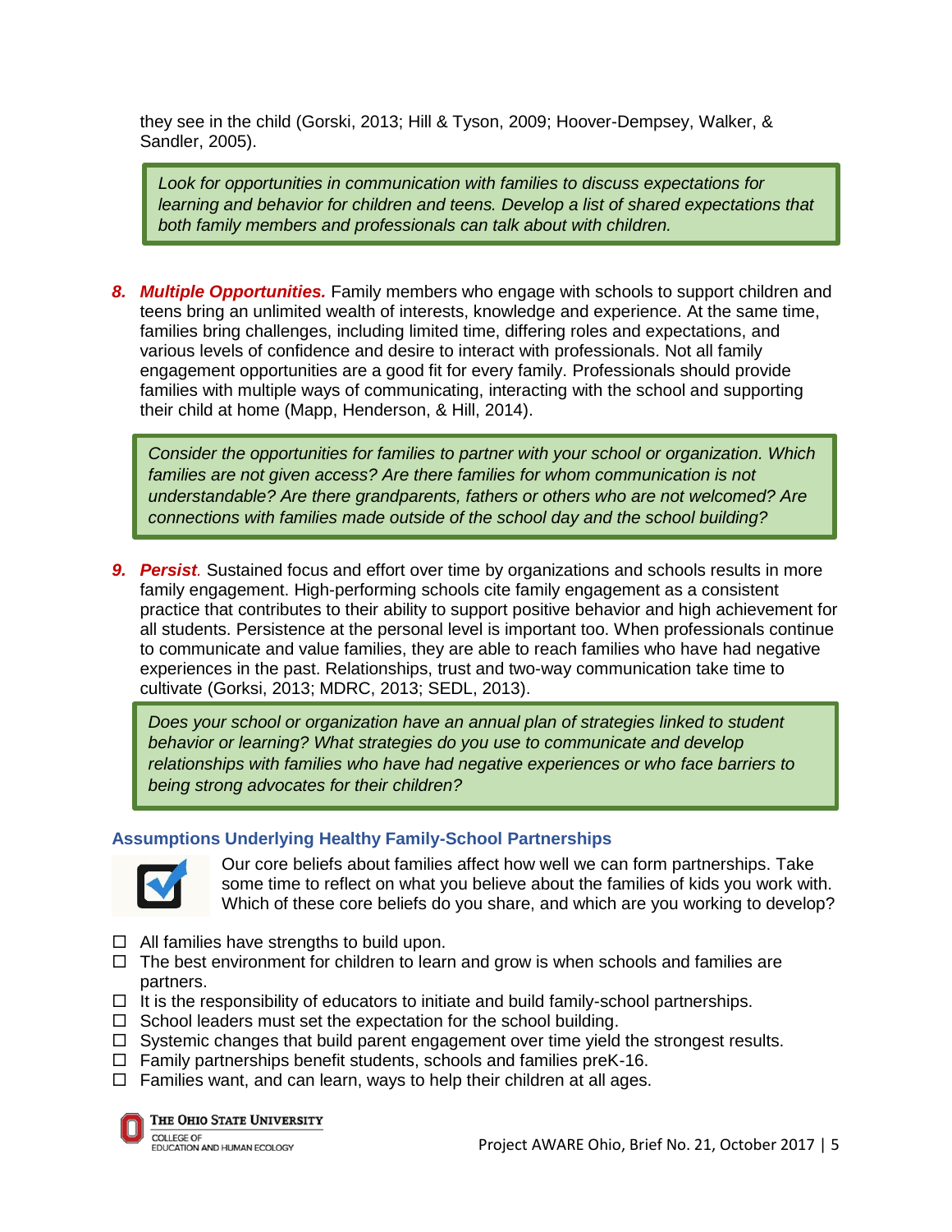they see in the child (Gorski, 2013; Hill & Tyson, 2009; Hoover-Dempsey, Walker, & Sandler, 2005).

> *Look for opportunities in communication with families to discuss expectations for learning and behavior for children and teens. Develop a list of shared expectations that both family members and professionals can talk about with children.*

8. ***Multiple Opportunities.*** Family members who engage with schools to support children and teens bring an unlimited wealth of interests, knowledge and experience. At the same time, families bring challenges, including limited time, differing roles and expectations, and various levels of confidence and desire to interact with professionals. Not all family engagement opportunities are a good fit for every family. Professionals should provide families with multiple ways of communicating, interacting with the school and supporting their child at home (Mapp, Henderson, & Hill, 2014).

> *Consider the opportunities for families to partner with your school or organization. Which families are not given access? Are there families for whom communication is not understandable? Are there grandparents, fathers or others who are not welcomed? Are connections with families made outside of the school day and the school building?*

9. ***Persist***. Sustained focus and effort over time by organizations and schools results in more family engagement. High-performing schools cite family engagement as a consistent practice that contributes to their ability to support positive behavior and high achievement for all students. Persistence at the personal level is important too. When professionals continue to communicate and value families, they are able to reach families who have had negative experiences in the past. Relationships, trust and two-way communication take time to cultivate (Gorksi, 2013; MDRC, 2013; SEDL, 2013).

> *Does your school or organization have an annual plan of strategies linked to student behavior or learning? What strategies do you use to communicate and develop relationships with families who have had negative experiences or who face barriers to being strong advocates for their children?*

### Assumptions Underlying Healthy Family-School Partnerships

Our core beliefs about families affect how well we can form partnerships. Take some time to reflect on what you believe about the families of kids you work with. Which of these core beliefs do you share, and which are you working to develop?

- ☐ All families have strengths to build upon.
- ☐ The best environment for children to learn and grow is when schools and families are partners.
- ☐ It is the responsibility of educators to initiate and build family-school partnerships.
- ☐ School leaders must set the expectation for the school building.
- ☐ Systemic changes that build parent engagement over time yield the strongest results.
- ☐ Family partnerships benefit students, schools and families preK-16.
- ☐ Families want, and can learn, ways to help their children at all ages.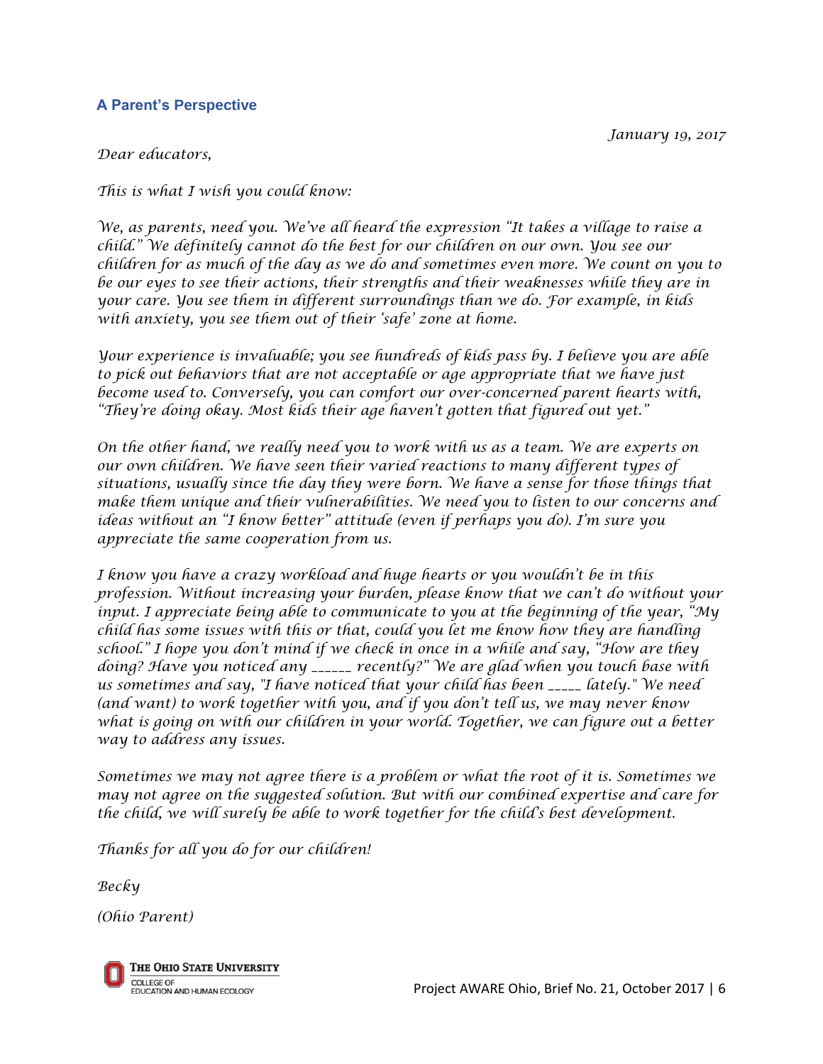## A Parent's Perspective

*January 19, 2017*

*Dear educators,*

*This is what I wish you could know:*

*We, as parents, need you. We've all heard the expression "It takes a village to raise a child." We definitely cannot do the best for our children on our own. You see our children for as much of the day as we do and sometimes even more. We count on you to be our eyes to see their actions, their strengths and their weaknesses while they are in your care. You see them in different surroundings than we do. For example, in kids with anxiety, you see them out of their 'safe' zone at home.*

*Your experience is invaluable; you see hundreds of kids pass by. I believe you are able to pick out behaviors that are not acceptable or age appropriate that we have just become used to. Conversely, you can comfort our over-concerned parent hearts with, "They're doing okay. Most kids their age haven't gotten that figured out yet."*

*On the other hand, we really need you to work with us as a team. We are experts on our own children. We have seen their varied reactions to many different types of situations, usually since the day they were born. We have a sense for those things that make them unique and their vulnerabilities. We need you to listen to our concerns and ideas without an "I know better" attitude (even if perhaps you do). I'm sure you appreciate the same cooperation from us.*

*I know you have a crazy workload and huge hearts or you wouldn't be in this profession. Without increasing your burden, please know that we can't do without your input. I appreciate being able to communicate to you at the beginning of the year, "My child has some issues with this or that, could you let me know how they are handling school." I hope you don't mind if we check in once in a while and say, "How are they doing? Have you noticed any ______ recently?" We are glad when you touch base with us sometimes and say, "I have noticed that your child has been _____ lately." We need (and want) to work together with you, and if you don't tell us, we may never know what is going on with our children in your world. Together, we can figure out a better way to address any issues.*

*Sometimes we may not agree there is a problem or what the root of it is. Sometimes we may not agree on the suggested solution. But with our combined expertise and care for the child, we will surely be able to work together for the child's best development.*

*Thanks for all you do for our children!*

*Becky*

*(Ohio Parent)*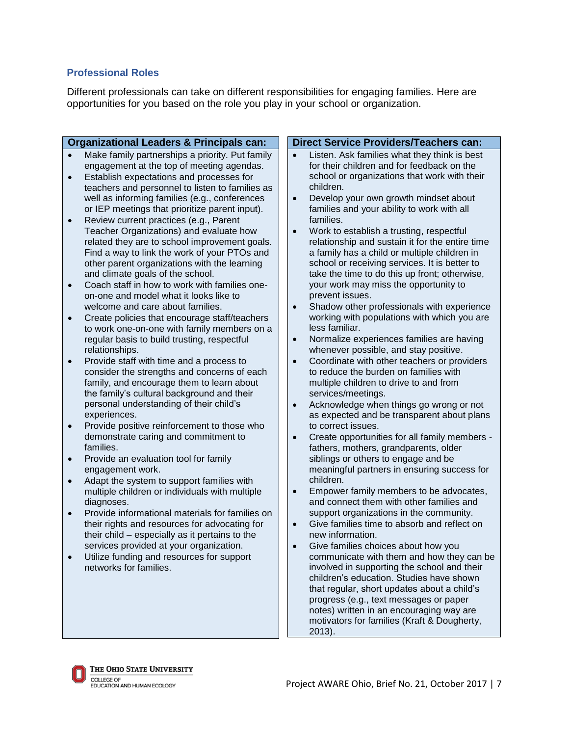## Professional Roles

Different professionals can take on different responsibilities for engaging families. Here are opportunities for you based on the role you play in your school or organization.

**Organizational Leaders & Principals can:**

- Make family partnerships a priority. Put family engagement at the top of meeting agendas.
- Establish expectations and processes for teachers and personnel to listen to families as well as informing families (e.g., conferences or IEP meetings that prioritize parent input).
- Review current practices (e.g., Parent Teacher Organizations) and evaluate how related they are to school improvement goals. Find a way to link the work of your PTOs and other parent organizations with the learning and climate goals of the school.
- Coach staff in how to work with families one-on-one and model what it looks like to welcome and care about families.
- Create policies that encourage staff/teachers to work one-on-one with family members on a regular basis to build trusting, respectful relationships.
- Provide staff with time and a process to consider the strengths and concerns of each family, and encourage them to learn about the family's cultural background and their personal understanding of their child's experiences.
- Provide positive reinforcement to those who demonstrate caring and commitment to families.
- Provide an evaluation tool for family engagement work.
- Adapt the system to support families with multiple children or individuals with multiple diagnoses.
- Provide informational materials for families on their rights and resources for advocating for their child – especially as it pertains to the services provided at your organization.
- Utilize funding and resources for support networks for families.

**Direct Service Providers/Teachers can:**

- Listen. Ask families what they think is best for their children and for feedback on the school or organizations that work with their children.
- Develop your own growth mindset about families and your ability to work with all families.
- Work to establish a trusting, respectful relationship and sustain it for the entire time a family has a child or multiple children in school or receiving services. It is better to take the time to do this up front; otherwise, your work may miss the opportunity to prevent issues.
- Shadow other professionals with experience working with populations with which you are less familiar.
- Normalize experiences families are having whenever possible, and stay positive.
- Coordinate with other teachers or providers to reduce the burden on families with multiple children to drive to and from services/meetings.
- Acknowledge when things go wrong or not as expected and be transparent about plans to correct issues.
- Create opportunities for all family members - fathers, mothers, grandparents, older siblings or others to engage and be meaningful partners in ensuring success for children.
- Empower family members to be advocates, and connect them with other families and support organizations in the community.
- Give families time to absorb and reflect on new information.
- Give families choices about how you communicate with them and how they can be involved in supporting the school and their children's education. Studies have shown that regular, short updates about a child's progress (e.g., text messages or paper notes) written in an encouraging way are motivators for families (Kraft & Dougherty, 2013).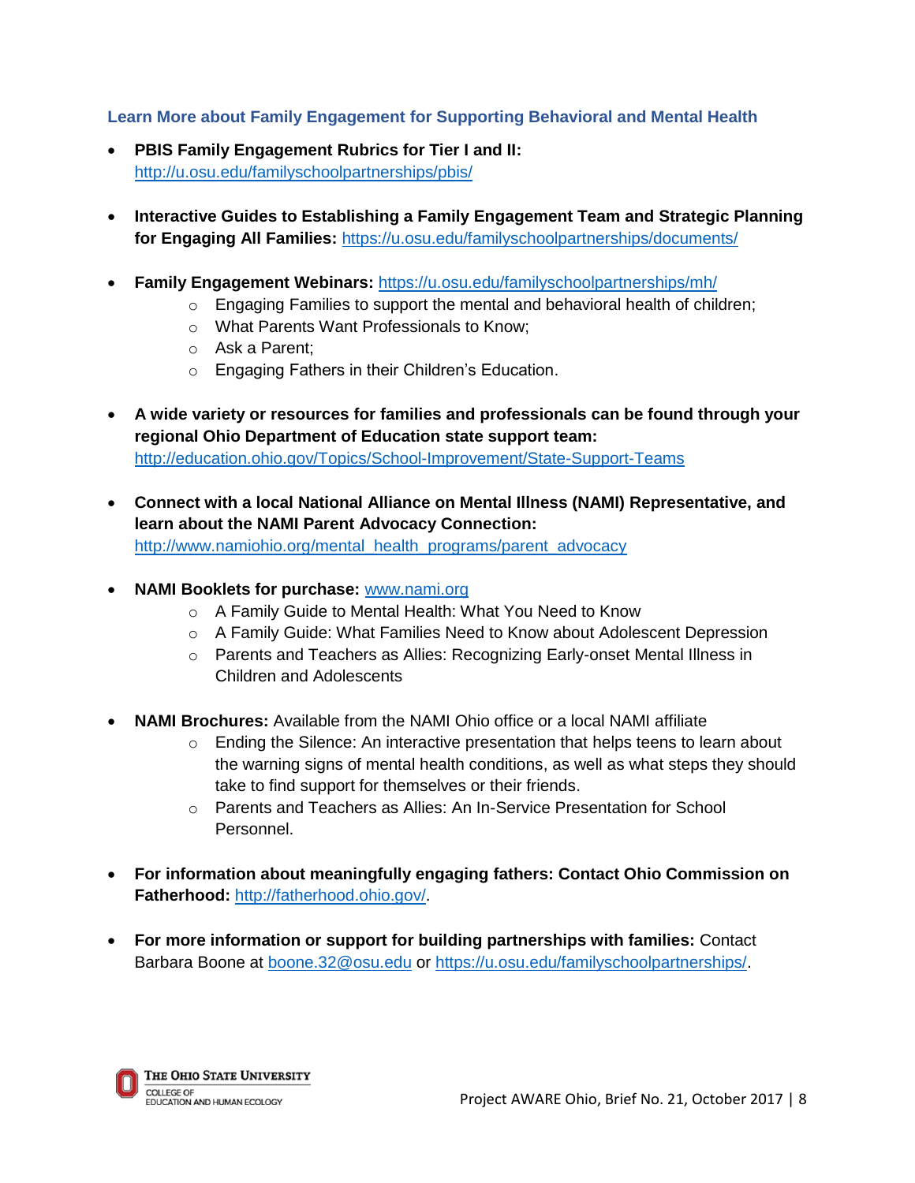### Learn More about Family Engagement for Supporting Behavioral and Mental Health

- **PBIS Family Engagement Rubrics for Tier I and II:** http://u.osu.edu/familyschoolpartnerships/pbis/

- **Interactive Guides to Establishing a Family Engagement Team and Strategic Planning for Engaging All Families:** https://u.osu.edu/familyschoolpartnerships/documents/

- **Family Engagement Webinars:** https://u.osu.edu/familyschoolpartnerships/mh/
    - Engaging Families to support the mental and behavioral health of children;
    - What Parents Want Professionals to Know;
    - Ask a Parent;
    - Engaging Fathers in their Children's Education.

- **A wide variety or resources for families and professionals can be found through your regional Ohio Department of Education state support team:** http://education.ohio.gov/Topics/School-Improvement/State-Support-Teams

- **Connect with a local National Alliance on Mental Illness (NAMI) Representative, and learn about the NAMI Parent Advocacy Connection:** http://www.namiohio.org/mental_health_programs/parent_advocacy

- **NAMI Booklets for purchase:** www.nami.org
    - A Family Guide to Mental Health: What You Need to Know
    - A Family Guide: What Families Need to Know about Adolescent Depression
    - Parents and Teachers as Allies: Recognizing Early-onset Mental Illness in Children and Adolescents

- **NAMI Brochures:** Available from the NAMI Ohio office or a local NAMI affiliate
    - Ending the Silence: An interactive presentation that helps teens to learn about the warning signs of mental health conditions, as well as what steps they should take to find support for themselves or their friends.
    - Parents and Teachers as Allies: An In-Service Presentation for School Personnel.

- **For information about meaningfully engaging fathers: Contact Ohio Commission on Fatherhood:** http://fatherhood.ohio.gov/.

- **For more information or support for building partnerships with families:** Contact Barbara Boone at boone.32@osu.edu or https://u.osu.edu/familyschoolpartnerships/.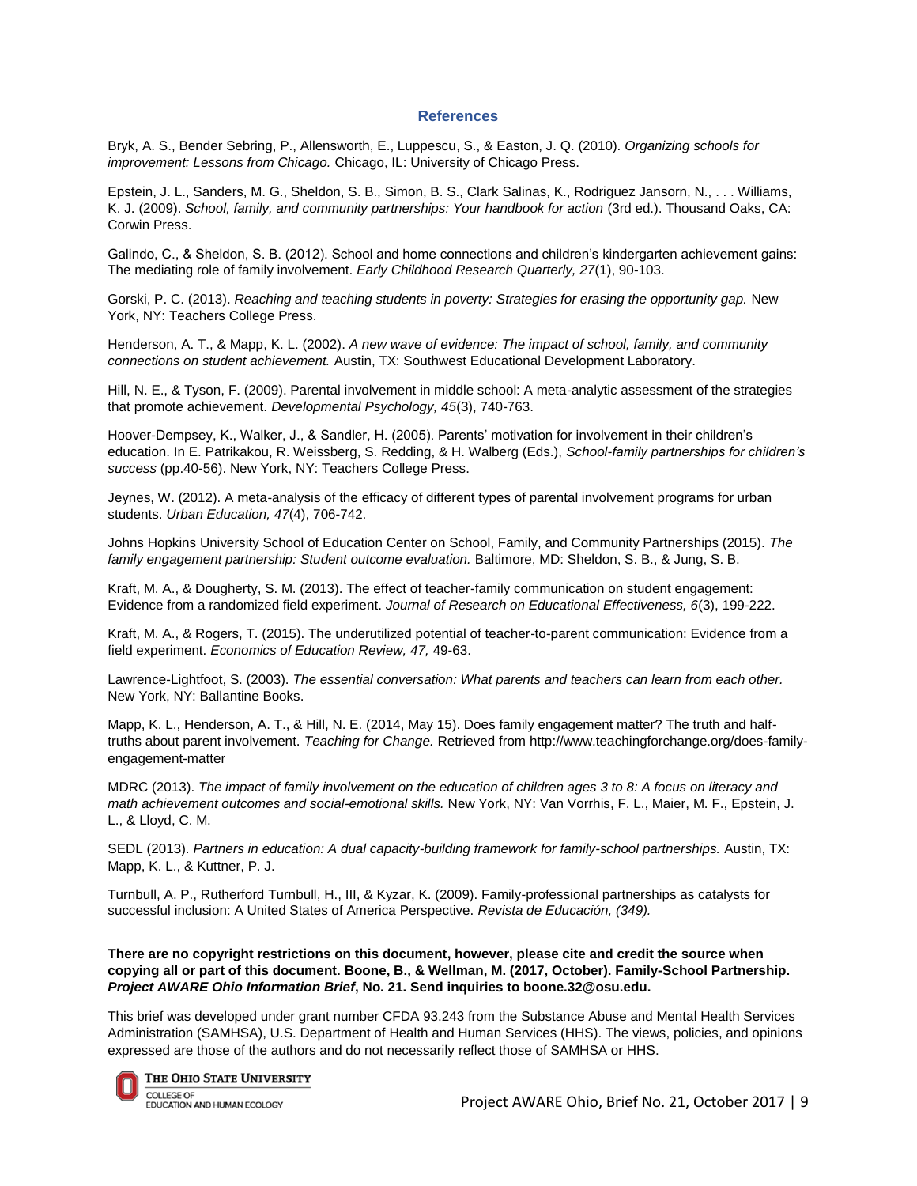## References

Bryk, A. S., Bender Sebring, P., Allensworth, E., Luppescu, S., & Easton, J. Q. (2010). *Organizing schools for improvement: Lessons from Chicago.* Chicago, IL: University of Chicago Press.

Epstein, J. L., Sanders, M. G., Sheldon, S. B., Simon, B. S., Clark Salinas, K., Rodriguez Jansorn, N., . . . Williams, K. J. (2009). *School, family, and community partnerships: Your handbook for action* (3rd ed.). Thousand Oaks, CA: Corwin Press.

Galindo, C., & Sheldon, S. B. (2012). School and home connections and children's kindergarten achievement gains: The mediating role of family involvement. *Early Childhood Research Quarterly, 27*(1), 90-103.

Gorski, P. C. (2013). *Reaching and teaching students in poverty: Strategies for erasing the opportunity gap.* New York, NY: Teachers College Press.

Henderson, A. T., & Mapp, K. L. (2002). *A new wave of evidence: The impact of school, family, and community connections on student achievement.* Austin, TX: Southwest Educational Development Laboratory.

Hill, N. E., & Tyson, F. (2009). Parental involvement in middle school: A meta-analytic assessment of the strategies that promote achievement. *Developmental Psychology, 45*(3), 740-763.

Hoover-Dempsey, K., Walker, J., & Sandler, H. (2005). Parents' motivation for involvement in their children's education. In E. Patrikakou, R. Weissberg, S. Redding, & H. Walberg (Eds.), *School-family partnerships for children's success* (pp.40-56). New York, NY: Teachers College Press.

Jeynes, W. (2012). A meta-analysis of the efficacy of different types of parental involvement programs for urban students. *Urban Education, 47*(4), 706-742.

Johns Hopkins University School of Education Center on School, Family, and Community Partnerships (2015). *The family engagement partnership: Student outcome evaluation.* Baltimore, MD: Sheldon, S. B., & Jung, S. B.

Kraft, M. A., & Dougherty, S. M. (2013). The effect of teacher-family communication on student engagement: Evidence from a randomized field experiment. *Journal of Research on Educational Effectiveness, 6*(3), 199-222.

Kraft, M. A., & Rogers, T. (2015). The underutilized potential of teacher-to-parent communication: Evidence from a field experiment. *Economics of Education Review, 47,* 49-63.

Lawrence-Lightfoot, S. (2003). *The essential conversation: What parents and teachers can learn from each other.* New York, NY: Ballantine Books.

Mapp, K. L., Henderson, A. T., & Hill, N. E. (2014, May 15). Does family engagement matter? The truth and half-truths about parent involvement. *Teaching for Change.* Retrieved from http://www.teachingforchange.org/does-family-engagement-matter

MDRC (2013). *The impact of family involvement on the education of children ages 3 to 8: A focus on literacy and math achievement outcomes and social-emotional skills.* New York, NY: Van Vorrhis, F. L., Maier, M. F., Epstein, J. L., & Lloyd, C. M.

SEDL (2013). *Partners in education: A dual capacity-building framework for family-school partnerships.* Austin, TX: Mapp, K. L., & Kuttner, P. J.

Turnbull, A. P., Rutherford Turnbull, H., III, & Kyzar, K. (2009). Family-professional partnerships as catalysts for successful inclusion: A United States of America Perspective. *Revista de Educación, (349).*

**There are no copyright restrictions on this document, however, please cite and credit the source when copying all or part of this document. Boone, B., & Wellman, M. (2017, October). Family-School Partnership. *Project AWARE Ohio Information Brief*, No. 21. Send inquiries to boone.32@osu.edu.**

This brief was developed under grant number CFDA 93.243 from the Substance Abuse and Mental Health Services Administration (SAMHSA), U.S. Department of Health and Human Services (HHS). The views, policies, and opinions expressed are those of the authors and do not necessarily reflect those of SAMHSA or HHS.

The Ohio State University
College of Education and Human Ecology